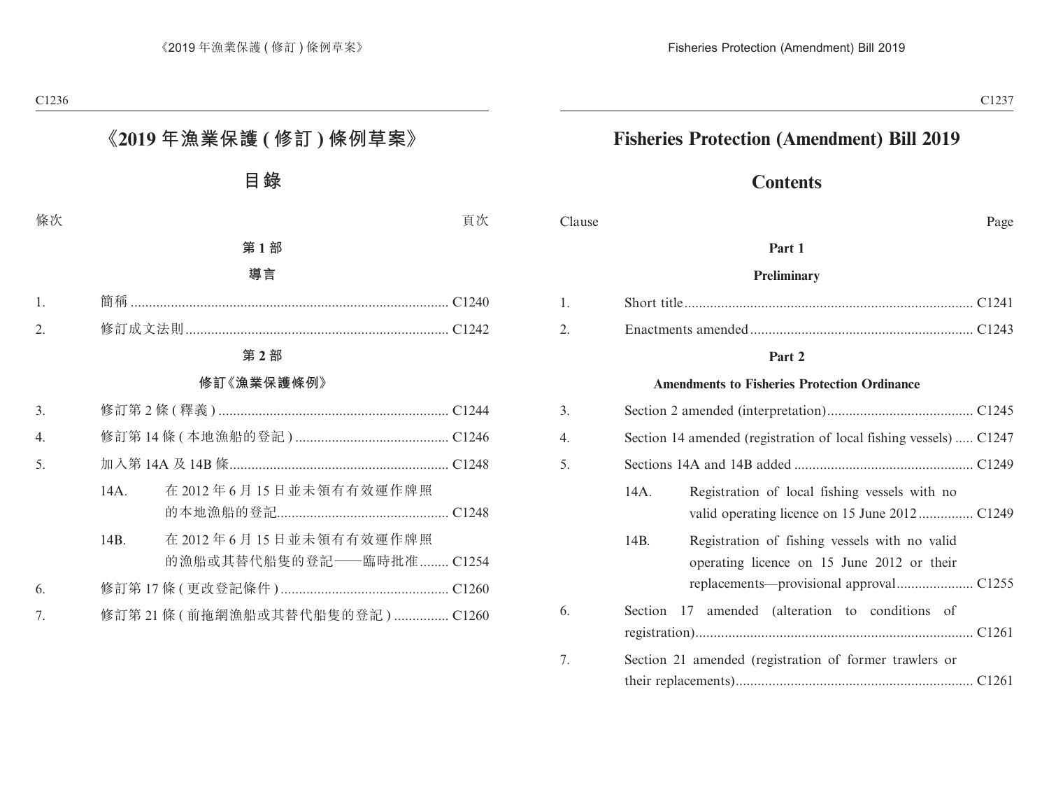# 《2019 年漁業保護 (修訂) 條例草案》

## 目錄

| 條次 | | 頁次 |
|---|---|---|
| | **第 1 部** | |
| | **導言** | |
| 1. | 簡稱 | C1240 |
| 2. | 修訂成文法則 | C1242 |
| | **第 2 部** | |
| | **修訂《漁業保護條例》** | |
| 3. | 修訂第 2 條 (釋義) | C1244 |
| 4. | 修訂第 14 條 (本地漁船的登記) | C1246 |
| 5. | 加入第 14A 及 14B 條 | C1248 |
| | 14A. 在 2012 年 6 月 15 日並未領有有效運作牌照的本地漁船的登記 | C1248 |
| | 14B. 在 2012 年 6 月 15 日並未領有有效運作牌照的漁船或其替代船隻的登記——臨時批准 | C1254 |
| 6. | 修訂第 17 條 (更改登記條件) | C1260 |
| 7. | 修訂第 21 條 (前拖網漁船或其替代船隻的登記) | C1260 |

# Fisheries Protection (Amendment) Bill 2019

## Contents

| Clause | | Page |
|---|---|---|
| | **Part 1** | |
| | **Preliminary** | |
| 1. | Short title | C1241 |
| 2. | Enactments amended | C1243 |
| | **Part 2** | |
| | **Amendments to Fisheries Protection Ordinance** | |
| 3. | Section 2 amended (interpretation) | C1245 |
| 4. | Section 14 amended (registration of local fishing vessels) | C1247 |
| 5. | Sections 14A and 14B added | C1249 |
| | 14A. Registration of local fishing vessels with no valid operating licence on 15 June 2012 | C1249 |
| | 14B. Registration of fishing vessels with no valid operating licence on 15 June 2012 or their replacements—provisional approval | C1255 |
| 6. | Section 17 amended (alteration to conditions of registration) | C1261 |
| 7. | Section 21 amended (registration of former trawlers or their replacements) | C1261 |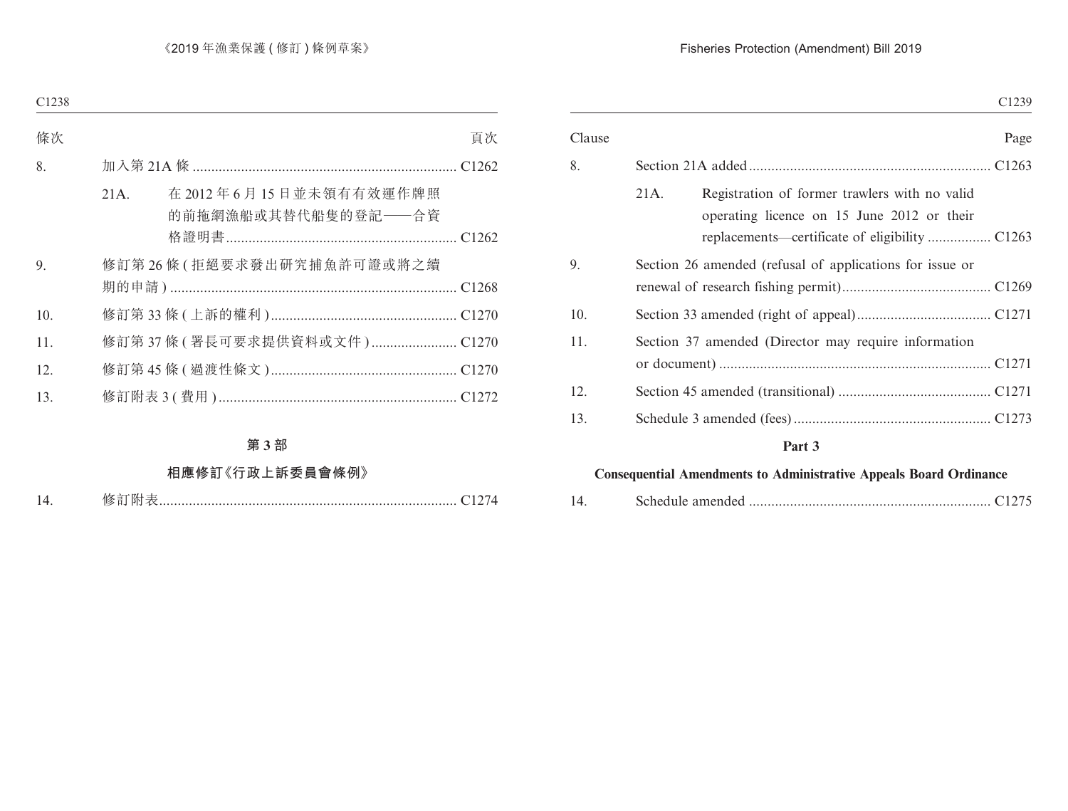| 條次 | | 頁次 |
|---|---|---|
| 8. | 加入第 21A 條 | C1262 |
| | 21A. 在 2012 年 6 月 15 日並未領有有效運作牌照的前拖網漁船或其替代船隻的登記——合資格證明書 | C1262 |
| 9. | 修訂第 26 條 (拒絕要求發出研究捕魚許可證或將之續期的申請) | C1268 |
| 10. | 修訂第 33 條 (上訴的權利) | C1270 |
| 11. | 修訂第 37 條 (署長可要求提供資料或文件) | C1270 |
| 12. | 修訂第 45 條 (過渡性條文) | C1270 |
| 13. | 修訂附表 3 (費用) | C1272 |

**第 3 部**

**相應修訂《行政上訴委員會條例》**

| | | |
|---|---|---|
| 14. | 修訂附表 | C1274 |

| Clause | | Page |
|---|---|---|
| 8. | Section 21A added | C1263 |
| | 21A. Registration of former trawlers with no valid operating licence on 15 June 2012 or their replacements—certificate of eligibility | C1263 |
| 9. | Section 26 amended (refusal of applications for issue or renewal of research fishing permit) | C1269 |
| 10. | Section 33 amended (right of appeal) | C1271 |
| 11. | Section 37 amended (Director may require information or document) | C1271 |
| 12. | Section 45 amended (transitional) | C1271 |
| 13. | Schedule 3 amended (fees) | C1273 |

**Part 3**

**Consequential Amendments to Administrative Appeals Board Ordinance**

| | | |
|---|---|---|
| 14. | Schedule amended | C1275 |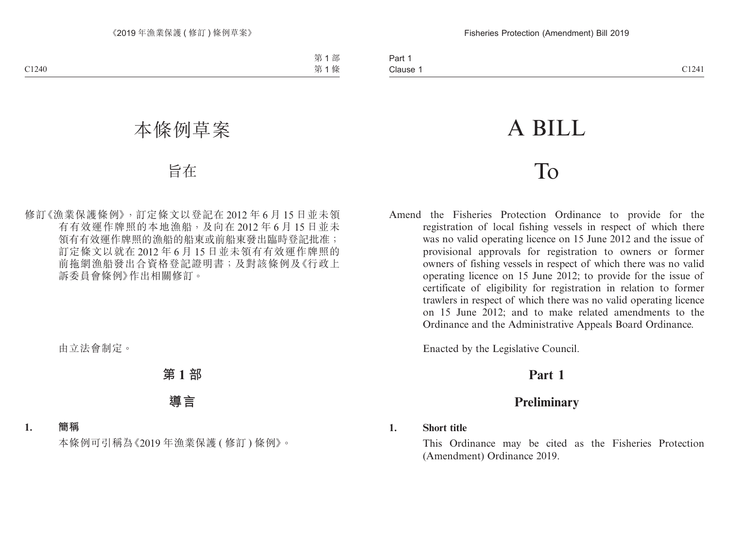# 本條例草案

## 旨在

修訂《漁業保護條例》，訂定條文以登記在 2012 年 6 月 15 日並未領有有效運作牌照的本地漁船，及向在 2012 年 6 月 15 日並未領有有效運作牌照的漁船的船東或前船東發出臨時登記批准；訂定條文以就在 2012 年 6 月 15 日並未領有有效運作牌照的前拖網漁船發出合資格登記證明書；及對該條例及《行政上訴委員會條例》作出相關修訂。

由立法會制定。

## 第 1 部

## 導言

**1. 簡稱**

本條例可引稱為《2019 年漁業保護 ( 修訂 ) 條例》。

# A BILL

## To

Amend the Fisheries Protection Ordinance to provide for the registration of local fishing vessels in respect of which there was no valid operating licence on 15 June 2012 and the issue of provisional approvals for registration to owners or former owners of fishing vessels in respect of which there was no valid operating licence on 15 June 2012; to provide for the issue of certificate of eligibility for registration in relation to former trawlers in respect of which there was no valid operating licence on 15 June 2012; and to make related amendments to the Ordinance and the Administrative Appeals Board Ordinance.

Enacted by the Legislative Council.

## Part 1

## Preliminary

**1. Short title**

This Ordinance may be cited as the Fisheries Protection (Amendment) Ordinance 2019.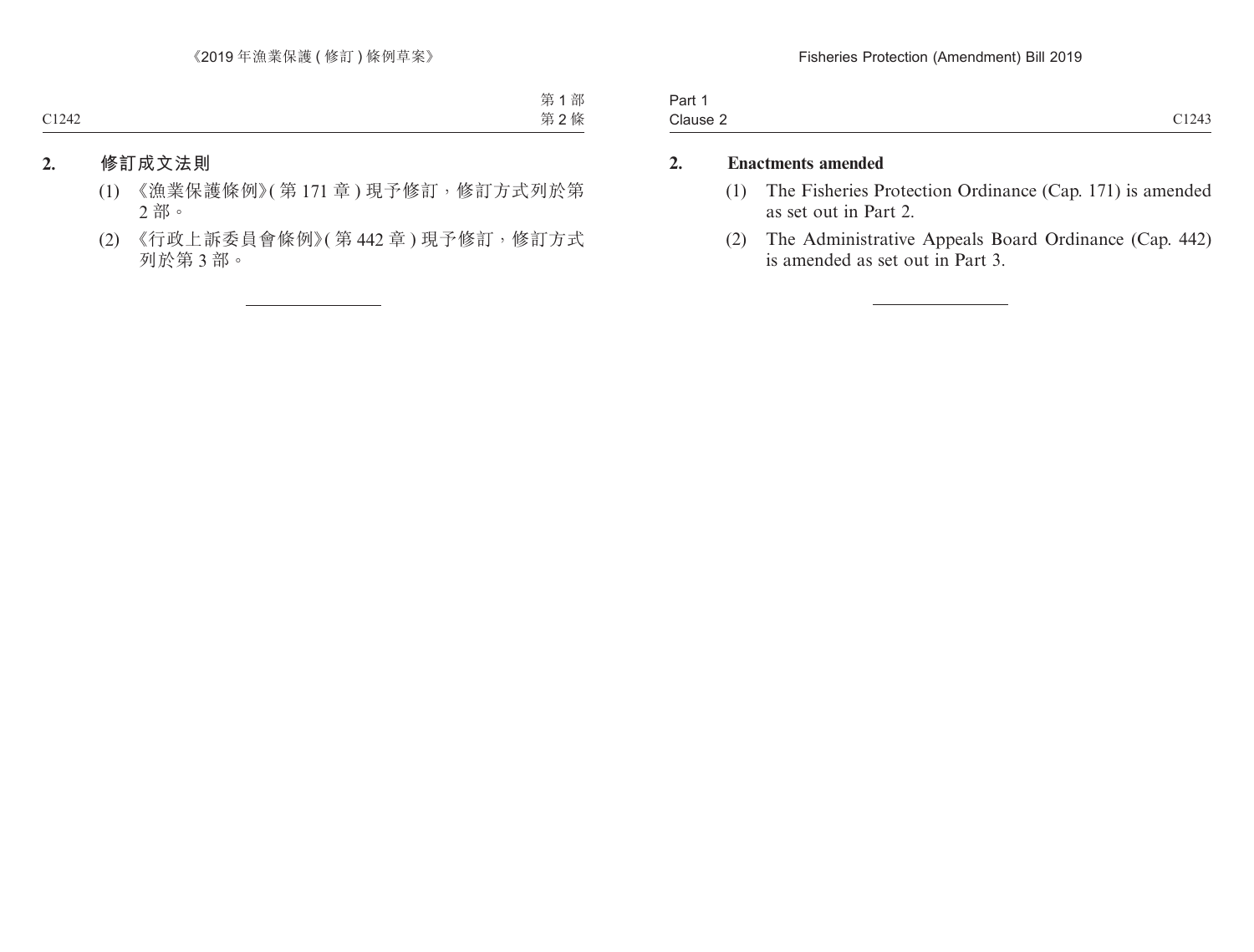## 2. 修訂成文法則

(1) 《漁業保護條例》(第 171 章) 現予修訂，修訂方式列於第 2 部。

(2) 《行政上訴委員會條例》(第 442 章) 現予修訂，修訂方式列於第 3 部。

---

## 2. Enactments amended

(1) The Fisheries Protection Ordinance (Cap. 171) is amended as set out in Part 2.

(2) The Administrative Appeals Board Ordinance (Cap. 442) is amended as set out in Part 3.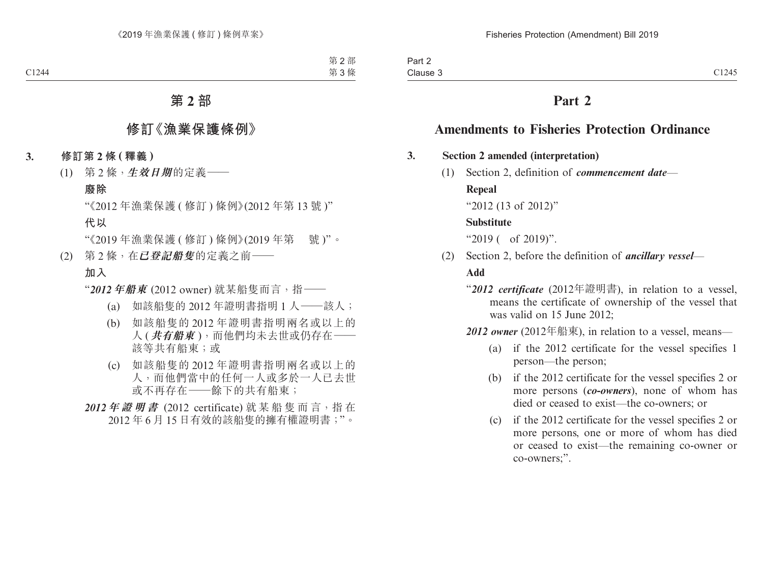# 第 2 部

## 修訂《漁業保護條例》

**3. 修訂第 2 條 (釋義)**

(1) 第 2 條，***生效日期***的定義——

**廢除**

"《2012 年漁業保護 (修訂) 條例》(2012 年第 13 號)"

**代以**

"《2019 年漁業保護 (修訂) 條例》(2019 年第　號)"。

(2) 第 2 條，在***已登記船隻***的定義之前——

**加入**

"***2012 年船東*** (2012 owner) 就某船隻而言，指——

(a) 如該船隻的 2012 年證明書指明 1 人——該人；

(b) 如該船隻的 2012 年證明書指明兩名或以上的人 (***共有船東***)，而他們均未去世或仍存在——該等共有船東；或

(c) 如該船隻的 2012 年證明書指明兩名或以上的人，而他們當中的任何一人或多於一人已去世或不再存在——餘下的共有船東；

***2012 年證明書*** (2012 certificate) 就某船隻而言，指在 2012 年 6 月 15 日有效的該船隻的擁有權證明書；"。

# Part 2

## Amendments to Fisheries Protection Ordinance

**3. Section 2 amended (interpretation)**

(1) Section 2, definition of ***commencement date***—

**Repeal**

"2012 (13 of 2012)"

**Substitute**

"2019 (　of 2019)".

(2) Section 2, before the definition of ***ancillary vessel***—

**Add**

"***2012 certificate*** (2012年證明書), in relation to a vessel, means the certificate of ownership of the vessel that was valid on 15 June 2012;

***2012 owner*** (2012年船東), in relation to a vessel, means—

(a) if the 2012 certificate for the vessel specifies 1 person—the person;

(b) if the 2012 certificate for the vessel specifies 2 or more persons (***co-owners***), none of whom has died or ceased to exist—the co-owners; or

(c) if the 2012 certificate for the vessel specifies 2 or more persons, one or more of whom has died or ceased to exist—the remaining co-owner or co-owners;".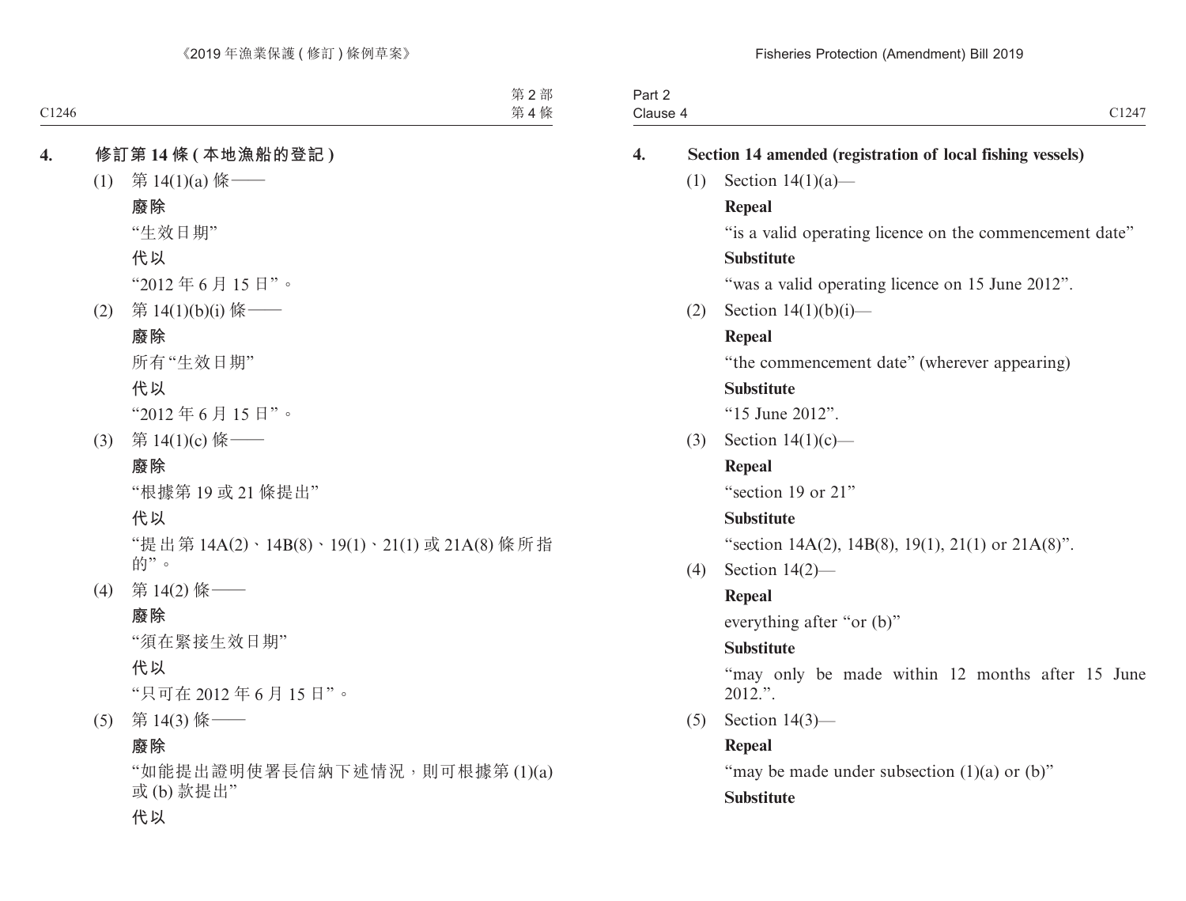**4. 修訂第 14 條 (本地漁船的登記)**

(1) 第 14(1)(a) 條——

**廢除**

"生效日期"

**代以**

"2012 年 6 月 15 日"。

(2) 第 14(1)(b)(i) 條——

**廢除**

所有"生效日期"

**代以**

"2012 年 6 月 15 日"。

(3) 第 14(1)(c) 條——

**廢除**

"根據第 19 或 21 條提出"

**代以**

"提出第 14A(2)、14B(8)、19(1)、21(1) 或 21A(8) 條所指的"。

(4) 第 14(2) 條——

**廢除**

"須在緊接生效日期"

**代以**

"只可在 2012 年 6 月 15 日"。

(5) 第 14(3) 條——

**廢除**

"如能提出證明使署長信納下述情況，則可根據第 (1)(a) 或 (b) 款提出"

**代以**

**4. Section 14 amended (registration of local fishing vessels)**

(1) Section 14(1)(a)—

**Repeal**

"is a valid operating licence on the commencement date"

**Substitute**

"was a valid operating licence on 15 June 2012".

(2) Section 14(1)(b)(i)—

**Repeal**

"the commencement date" (wherever appearing)

**Substitute**

"15 June 2012".

(3) Section 14(1)(c)—

**Repeal**

"section 19 or 21"

**Substitute**

"section 14A(2), 14B(8), 19(1), 21(1) or 21A(8)".

(4) Section 14(2)—

**Repeal**

everything after "or (b)"

**Substitute**

"may only be made within 12 months after 15 June 2012.".

(5) Section 14(3)—

**Repeal**

"may be made under subsection (1)(a) or (b)"

**Substitute**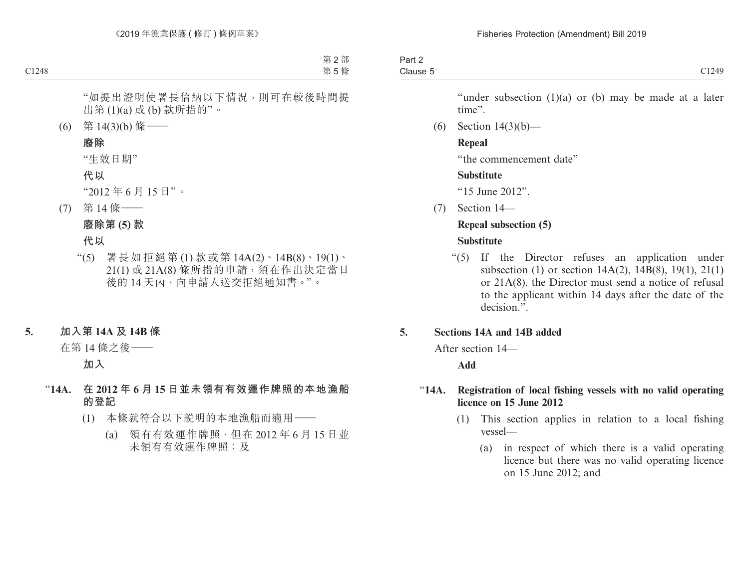"如提出證明使署長信納以下情況，則可在較後時間提出第 (1)(a) 或 (b) 款所指的"。

(6) 第 14(3)(b) 條——

**廢除**

"生效日期"

**代以**

"2012 年 6 月 15 日"。

(7) 第 14 條——

**廢除第 (5) 款**

**代以**

"(5) 署長如拒絕第 (1) 款或第 14A(2)、14B(8)、19(1)、21(1) 或 21A(8) 條所指的申請，須在作出決定當日後的 14 天內，向申請人送交拒絕通知書。"。

**5. 加入第 14A 及 14B 條**

在第 14 條之後——

**加入**

"**14A. 在 2012 年 6 月 15 日並未領有有效運作牌照的本地漁船的登記**

(1) 本條就符合以下說明的本地漁船而適用——

(a) 領有有效運作牌照，但在 2012 年 6 月 15 日並未領有有效運作牌照；及

"under subsection (1)(a) or (b) may be made at a later time".

(6) Section 14(3)(b)—

**Repeal**

"the commencement date"

**Substitute**

"15 June 2012".

(7) Section 14—

**Repeal subsection (5)**

**Substitute**

"(5) If the Director refuses an application under subsection (1) or section 14A(2), 14B(8), 19(1), 21(1) or 21A(8), the Director must send a notice of refusal to the applicant within 14 days after the date of the decision.".

**5. Sections 14A and 14B added**

After section 14—

**Add**

"**14A. Registration of local fishing vessels with no valid operating licence on 15 June 2012**

(1) This section applies in relation to a local fishing vessel—

(a) in respect of which there is a valid operating licence but there was no valid operating licence on 15 June 2012; and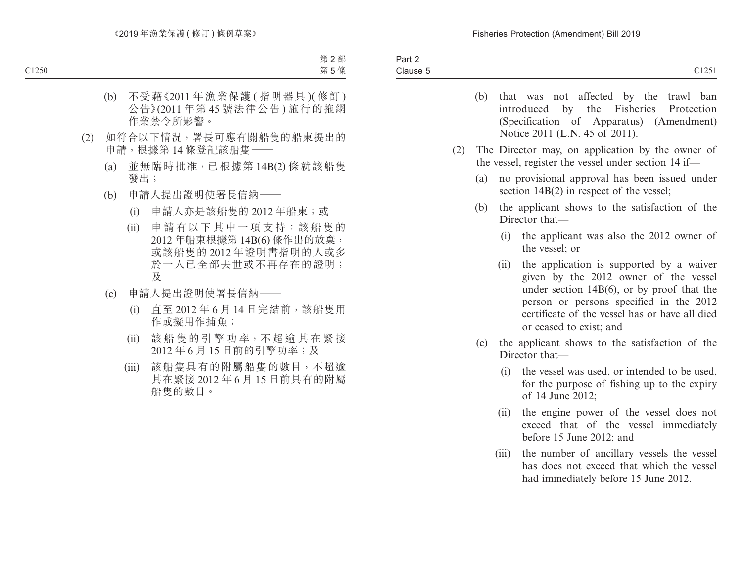(b) 不受藉《2011 年漁業保護 (指明器具)(修訂) 公告》(2011 年第 45 號法律公告) 施行的拖網作業禁令所影響。

(2) 如符合以下情況，署長可應有關船隻的船東提出的申請，根據第 14 條登記該船隻——

(a) 並無臨時批准，已根據第 14B(2) 條就該船隻發出；

(b) 申請人提出證明使署長信納——

(i) 申請人亦是該船隻的 2012 年船東；或

(ii) 申請有以下其中一項支持：該船隻的 2012 年船東根據第 14B(6) 條作出的放棄，或該船隻的 2012 年證明書指明的人或多於一人已全部去世或不再存在的證明；及

(c) 申請人提出證明使署長信納——

(i) 直至 2012 年 6 月 14 日完結前，該船隻用作或擬用作捕魚；

(ii) 該船隻的引擎功率，不超逾其在緊接 2012 年 6 月 15 日前的引擎功率；及

(iii) 該船隻具有的附屬船隻的數目，不超逾其在緊接 2012 年 6 月 15 日前具有的附屬船隻的數目。

(b) that was not affected by the trawl ban introduced by the Fisheries Protection (Specification of Apparatus) (Amendment) Notice 2011 (L.N. 45 of 2011).

(2) The Director may, on application by the owner of the vessel, register the vessel under section 14 if—

(a) no provisional approval has been issued under section 14B(2) in respect of the vessel;

(b) the applicant shows to the satisfaction of the Director that—

(i) the applicant was also the 2012 owner of the vessel; or

(ii) the application is supported by a waiver given by the 2012 owner of the vessel under section 14B(6), or by proof that the person or persons specified in the 2012 certificate of the vessel has or have all died or ceased to exist; and

(c) the applicant shows to the satisfaction of the Director that—

(i) the vessel was used, or intended to be used, for the purpose of fishing up to the expiry of 14 June 2012;

(ii) the engine power of the vessel does not exceed that of the vessel immediately before 15 June 2012; and

(iii) the number of ancillary vessels the vessel has does not exceed that which the vessel had immediately before 15 June 2012.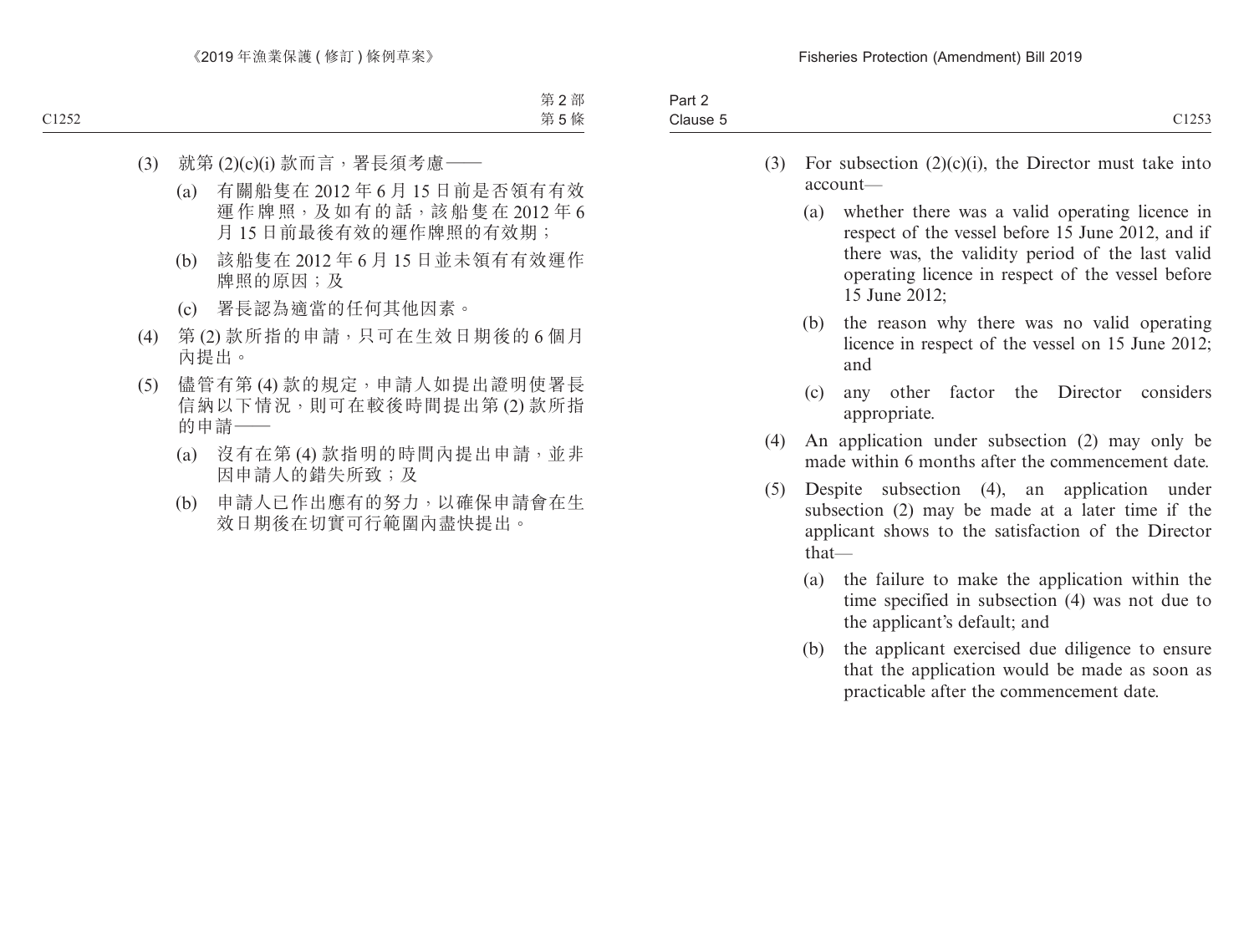(3) 就第 (2)(c)(i) 款而言，署長須考慮——

(a) 有關船隻在 2012 年 6 月 15 日前是否領有有效運作牌照，及如有的話，該船隻在 2012 年 6 月 15 日前最後有效的運作牌照的有效期；

(b) 該船隻在 2012 年 6 月 15 日並未領有有效運作牌照的原因；及

(c) 署長認為適當的任何其他因素。

(4) 第 (2) 款所指的申請，只可在生效日期後的 6 個月內提出。

(5) 儘管有第 (4) 款的規定，申請人如提出證明使署長信納以下情況，則可在較後時間提出第 (2) 款所指的申請——

(a) 沒有在第 (4) 款指明的時間內提出申請，並非因申請人的錯失所致；及

(b) 申請人已作出應有的努力，以確保申請會在生效日期後在切實可行範圍內盡快提出。

(3) For subsection (2)(c)(i), the Director must take into account—

(a) whether there was a valid operating licence in respect of the vessel before 15 June 2012, and if there was, the validity period of the last valid operating licence in respect of the vessel before 15 June 2012;

(b) the reason why there was no valid operating licence in respect of the vessel on 15 June 2012; and

(c) any other factor the Director considers appropriate.

(4) An application under subsection (2) may only be made within 6 months after the commencement date.

(5) Despite subsection (4), an application under subsection (2) may be made at a later time if the applicant shows to the satisfaction of the Director that—

(a) the failure to make the application within the time specified in subsection (4) was not due to the applicant's default; and

(b) the applicant exercised due diligence to ensure that the application would be made as soon as practicable after the commencement date.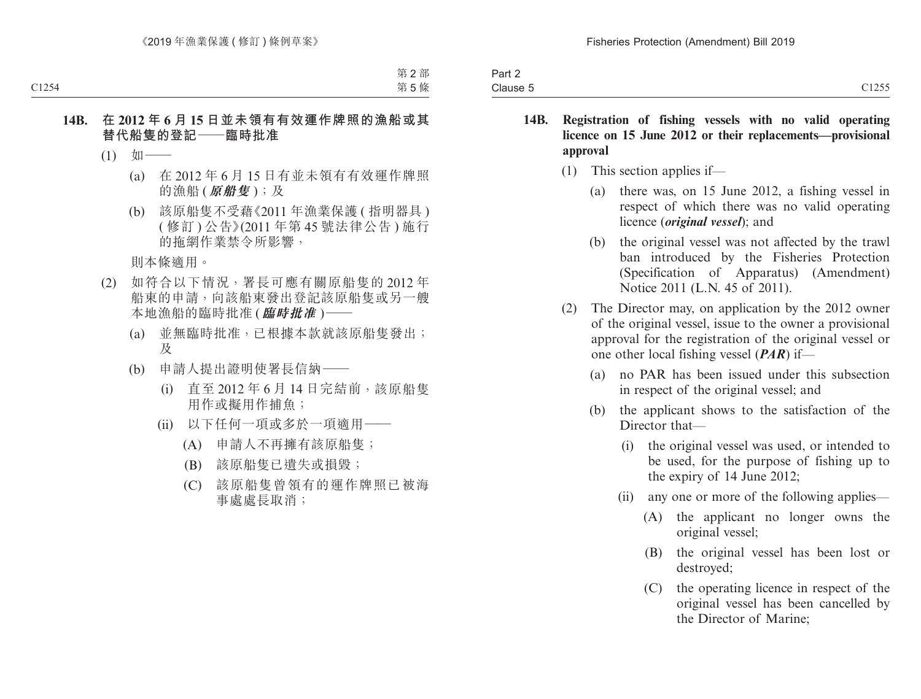**14B. 在 2012 年 6 月 15 日並未領有有效運作牌照的漁船或其替代船隻的登記——臨時批准**

(1) 如——

(a) 在 2012 年 6 月 15 日有並未領有有效運作牌照的漁船 (***原船隻***)；及

(b) 該原船隻不受藉《2011 年漁業保護 (指明器具) (修訂) 公告》(2011 年第 45 號法律公告) 施行的拖網作業禁令所影響，

則本條適用。

(2) 如符合以下情況，署長可應有關原船隻的 2012 年船東的申請，向該船東發出登記該原船隻或另一艘本地漁船的臨時批准 (***臨時批准***)——

(a) 並無臨時批准，已根據本款就該原船隻發出；及

(b) 申請人提出證明使署長信納——

(i) 直至 2012 年 6 月 14 日完結前，該原船隻用作或擬用作捕魚；

(ii) 以下任何一項或多於一項適用——

(A) 申請人不再擁有該原船隻；

(B) 該原船隻已遺失或損毀；

(C) 該原船隻曾領有的運作牌照已被海事處處長取消；

**14B. Registration of fishing vessels with no valid operating licence on 15 June 2012 or their replacements—provisional approval**

(1) This section applies if—

(a) there was, on 15 June 2012, a fishing vessel in respect of which there was no valid operating licence (***original vessel***); and

(b) the original vessel was not affected by the trawl ban introduced by the Fisheries Protection (Specification of Apparatus) (Amendment) Notice 2011 (L.N. 45 of 2011).

(2) The Director may, on application by the 2012 owner of the original vessel, issue to the owner a provisional approval for the registration of the original vessel or one other local fishing vessel (***PAR***) if—

(a) no PAR has been issued under this subsection in respect of the original vessel; and

(b) the applicant shows to the satisfaction of the Director that—

(i) the original vessel was used, or intended to be used, for the purpose of fishing up to the expiry of 14 June 2012;

(ii) any one or more of the following applies—

(A) the applicant no longer owns the original vessel;

(B) the original vessel has been lost or destroyed;

(C) the operating licence in respect of the original vessel has been cancelled by the Director of Marine;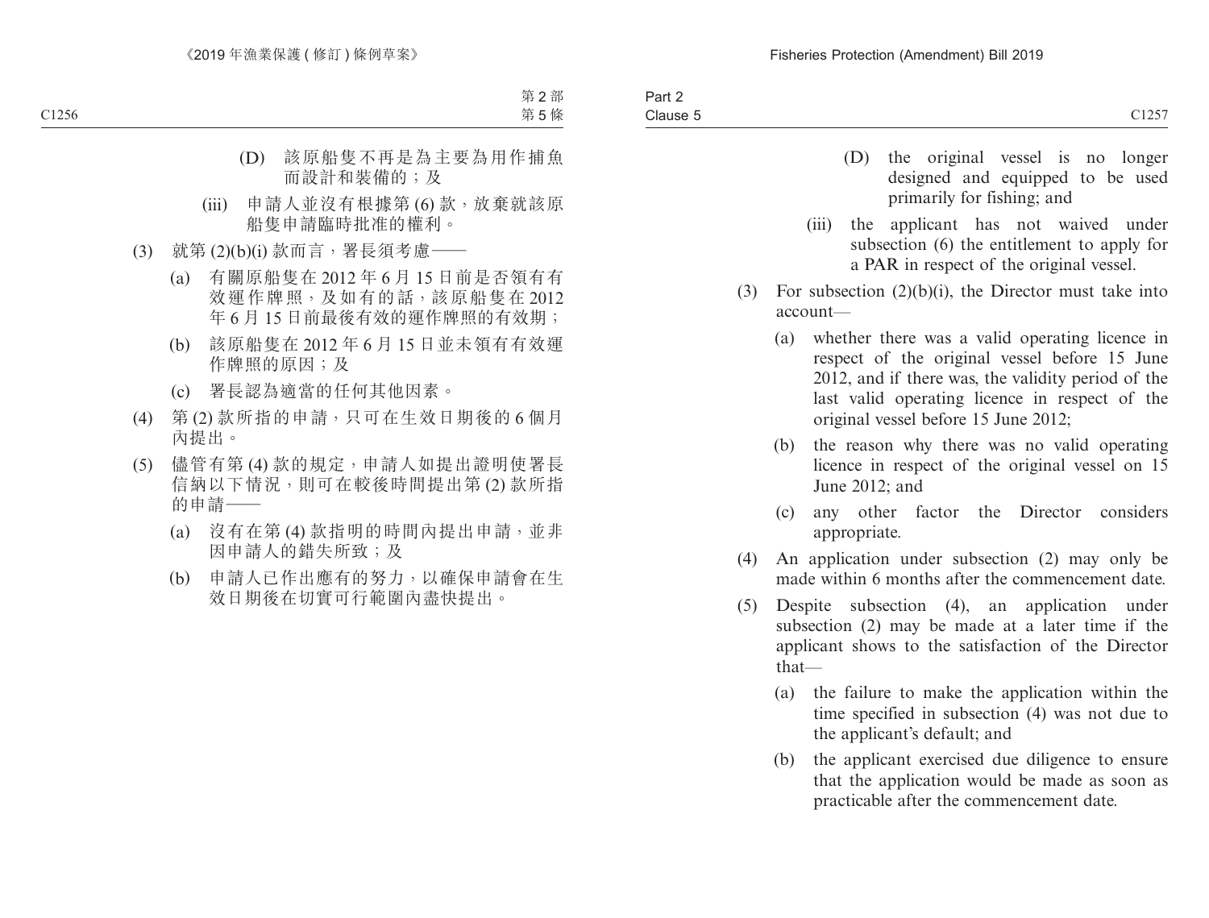(D) 該原船隻不再是為主要為用作捕魚而設計和裝備的；及

(iii) 申請人並沒有根據第 (6) 款，放棄就該原船隻申請臨時批准的權利。

(3) 就第 (2)(b)(i) 款而言，署長須考慮——

(a) 有關原船隻在 2012 年 6 月 15 日前是否領有有效運作牌照，及如有的話，該原船隻在 2012 年 6 月 15 日前最後有效的運作牌照的有效期；

(b) 該原船隻在 2012 年 6 月 15 日並未領有有效運作牌照的原因；及

(c) 署長認為適當的任何其他因素。

(4) 第 (2) 款所指的申請，只可在生效日期後的 6 個月內提出。

(5) 儘管有第 (4) 款的規定，申請人如提出證明使署長信納以下情況，則可在較後時間提出第 (2) 款所指的申請——

(a) 沒有在第 (4) 款指明的時間內提出申請，並非因申請人的錯失所致；及

(b) 申請人已作出應有的努力，以確保申請會在生效日期後在切實可行範圍內盡快提出。

(D) the original vessel is no longer designed and equipped to be used primarily for fishing; and

(iii) the applicant has not waived under subsection (6) the entitlement to apply for a PAR in respect of the original vessel.

(3) For subsection (2)(b)(i), the Director must take into account—

(a) whether there was a valid operating licence in respect of the original vessel before 15 June 2012, and if there was, the validity period of the last valid operating licence in respect of the original vessel before 15 June 2012;

(b) the reason why there was no valid operating licence in respect of the original vessel on 15 June 2012; and

(c) any other factor the Director considers appropriate.

(4) An application under subsection (2) may only be made within 6 months after the commencement date.

(5) Despite subsection (4), an application under subsection (2) may be made at a later time if the applicant shows to the satisfaction of the Director that—

(a) the failure to make the application within the time specified in subsection (4) was not due to the applicant's default; and

(b) the applicant exercised due diligence to ensure that the application would be made as soon as practicable after the commencement date.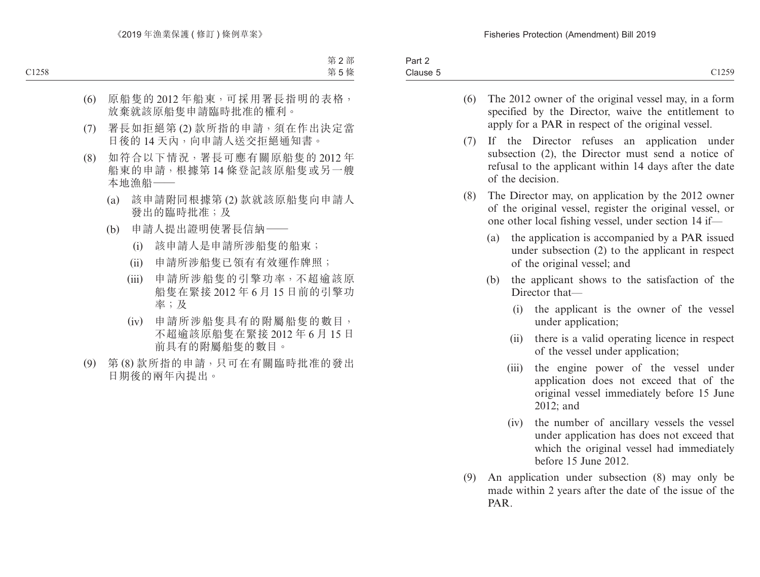(6) 原船隻的 2012 年船東，可採用署長指明的表格，放棄就該原船隻申請臨時批准的權利。

(7) 署長如拒絕第 (2) 款所指的申請，須在作出決定當日後的 14 天內，向申請人送交拒絕通知書。

(8) 如符合以下情況，署長可應有關原船隻的 2012 年船東的申請，根據第 14 條登記該原船隻或另一艘本地漁船——

  (a) 該申請附同根據第 (2) 款就該原船隻向申請人發出的臨時批准；及

  (b) 申請人提出證明使署長信納——

    (i) 該申請人是申請所涉船隻的船東；

    (ii) 申請所涉船隻已領有有效運作牌照；

    (iii) 申請所涉船隻的引擎功率，不超逾該原船隻在緊接 2012 年 6 月 15 日前的引擎功率；及

    (iv) 申請所涉船隻具有的附屬船隻的數目，不超逾該原船隻在緊接 2012 年 6 月 15 日前具有的附屬船隻的數目。

(9) 第 (8) 款所指的申請，只可在有關臨時批准的發出日期後的兩年內提出。

(6) The 2012 owner of the original vessel may, in a form specified by the Director, waive the entitlement to apply for a PAR in respect of the original vessel.

(7) If the Director refuses an application under subsection (2), the Director must send a notice of refusal to the applicant within 14 days after the date of the decision.

(8) The Director may, on application by the 2012 owner of the original vessel, register the original vessel, or one other local fishing vessel, under section 14 if—

  (a) the application is accompanied by a PAR issued under subsection (2) to the applicant in respect of the original vessel; and

  (b) the applicant shows to the satisfaction of the Director that—

    (i) the applicant is the owner of the vessel under application;

    (ii) there is a valid operating licence in respect of the vessel under application;

    (iii) the engine power of the vessel under application does not exceed that of the original vessel immediately before 15 June 2012; and

    (iv) the number of ancillary vessels the vessel under application has does not exceed that which the original vessel had immediately before 15 June 2012.

(9) An application under subsection (8) may only be made within 2 years after the date of the issue of the PAR.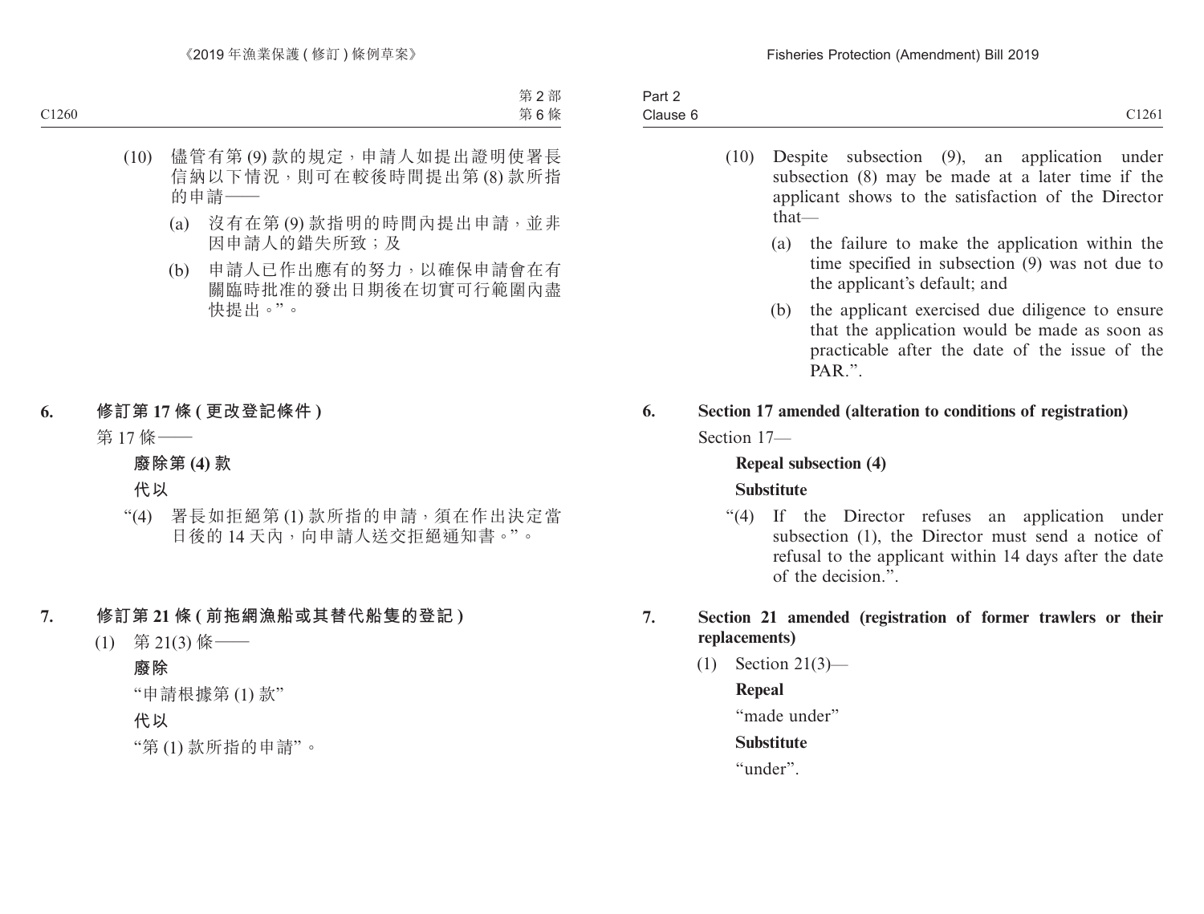(10) 儘管有第 (9) 款的規定，申請人如提出證明使署長信納以下情況，則可在較後時間提出第 (8) 款所指的申請——

(a) 沒有在第 (9) 款指明的時間內提出申請，並非因申請人的錯失所致；及

(b) 申請人已作出應有的努力，以確保申請會在有關臨時批准的發出日期後在切實可行範圍內盡快提出。”。

**6. 修訂第 17 條 (更改登記條件)**

第 17 條——

**廢除第 (4) 款**

**代以**

“(4) 署長如拒絕第 (1) 款所指的申請，須在作出決定當日後的 14 天內，向申請人送交拒絕通知書。”。

**7. 修訂第 21 條 (前拖網漁船或其替代船隻的登記)**

(1) 第 21(3) 條——

**廢除**

“申請根據第 (1) 款”

**代以**

“第 (1) 款所指的申請”。

(10) Despite subsection (9), an application under subsection (8) may be made at a later time if the applicant shows to the satisfaction of the Director that—

(a) the failure to make the application within the time specified in subsection (9) was not due to the applicant's default; and

(b) the applicant exercised due diligence to ensure that the application would be made as soon as practicable after the date of the issue of the PAR.”.

**6. Section 17 amended (alteration to conditions of registration)**

Section 17—

**Repeal subsection (4)**

**Substitute**

“(4) If the Director refuses an application under subsection (1), the Director must send a notice of refusal to the applicant within 14 days after the date of the decision.”.

**7. Section 21 amended (registration of former trawlers or their replacements)**

(1) Section 21(3)—

**Repeal**

“made under”

**Substitute**

“under”.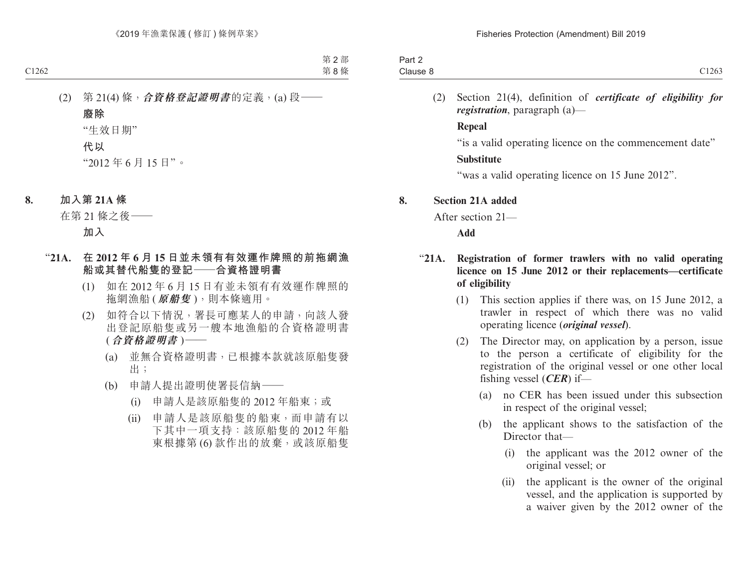(2) 第 21(4) 條，***合資格登記證明書***的定義，(a) 段——

**廢除**

“生效日期”

**代以**

“2012 年 6 月 15 日”。

**8. 加入第 21A 條**

在第 21 條之後——

**加入**

**“21A. 在 2012 年 6 月 15 日並未領有有效運作牌照的前拖網漁船或其替代船隻的登記——合資格證明書**

(1) 如在 2012 年 6 月 15 日有並未領有有效運作牌照的拖網漁船 (***原船隻***)，則本條適用。

(2) 如符合以下情況，署長可應某人的申請，向該人發出登記原船隻或另一艘本地漁船的合資格證明書 (***合資格證明書***)——

(a) 並無合資格證明書，已根據本款就該原船隻發出；

(b) 申請人提出證明使署長信納——

(i) 申請人是該原船隻的 2012 年船東；或

(ii) 申請人是該原船隻的船東，而申請有以下其中一項支持：該原船隻的 2012 年船東根據第 (6) 款作出的放棄，或該原船隻

---

(2) Section 21(4), definition of ***certificate of eligibility for registration***, paragraph (a)—

**Repeal**

“is a valid operating licence on the commencement date”

**Substitute**

“was a valid operating licence on 15 June 2012”.

**8. Section 21A added**

After section 21—

**Add**

**“21A. Registration of former trawlers with no valid operating licence on 15 June 2012 or their replacements—certificate of eligibility**

(1) This section applies if there was, on 15 June 2012, a trawler in respect of which there was no valid operating licence (***original vessel***).

(2) The Director may, on application by a person, issue to the person a certificate of eligibility for the registration of the original vessel or one other local fishing vessel (***CER***) if—

(a) no CER has been issued under this subsection in respect of the original vessel;

(b) the applicant shows to the satisfaction of the Director that—

(i) the applicant was the 2012 owner of the original vessel; or

(ii) the applicant is the owner of the original vessel, and the application is supported by a waiver given by the 2012 owner of the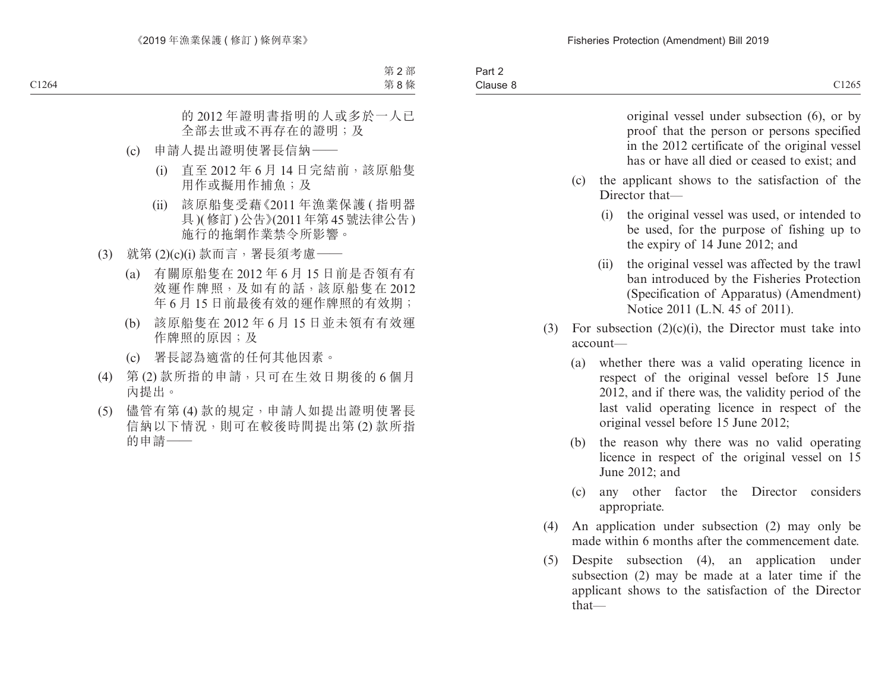的 2012 年證明書指明的人或多於一人已全部去世或不再存在的證明；及

(c) 申請人提出證明使署長信納——

(i) 直至 2012 年 6 月 14 日完結前，該原船隻用作或擬用作捕魚；及

(ii) 該原船隻受藉《2011 年漁業保護 (指明器具)(修訂) 公告》(2011 年第 45 號法律公告) 施行的拖網作業禁令所影響。

(3) 就第 (2)(c)(i) 款而言，署長須考慮——

(a) 有關原船隻在 2012 年 6 月 15 日前是否領有有效運作牌照，及如有的話，該原船隻在 2012 年 6 月 15 日前最後有效的運作牌照的有效期；

(b) 該原船隻在 2012 年 6 月 15 日並未領有有效運作牌照的原因；及

(c) 署長認為適當的任何其他因素。

(4) 第 (2) 款所指的申請，只可在生效日期後的 6 個月內提出。

(5) 儘管有第 (4) 款的規定，申請人如提出證明使署長信納以下情況，則可在較後時間提出第 (2) 款所指的申請——

original vessel under subsection (6), or by proof that the person or persons specified in the 2012 certificate of the original vessel has or have all died or ceased to exist; and

(c) the applicant shows to the satisfaction of the Director that—

(i) the original vessel was used, or intended to be used, for the purpose of fishing up to the expiry of 14 June 2012; and

(ii) the original vessel was affected by the trawl ban introduced by the Fisheries Protection (Specification of Apparatus) (Amendment) Notice 2011 (L.N. 45 of 2011).

(3) For subsection (2)(c)(i), the Director must take into account—

(a) whether there was a valid operating licence in respect of the original vessel before 15 June 2012, and if there was, the validity period of the last valid operating licence in respect of the original vessel before 15 June 2012;

(b) the reason why there was no valid operating licence in respect of the original vessel on 15 June 2012; and

(c) any other factor the Director considers appropriate.

(4) An application under subsection (2) may only be made within 6 months after the commencement date.

(5) Despite subsection (4), an application under subsection (2) may be made at a later time if the applicant shows to the satisfaction of the Director that—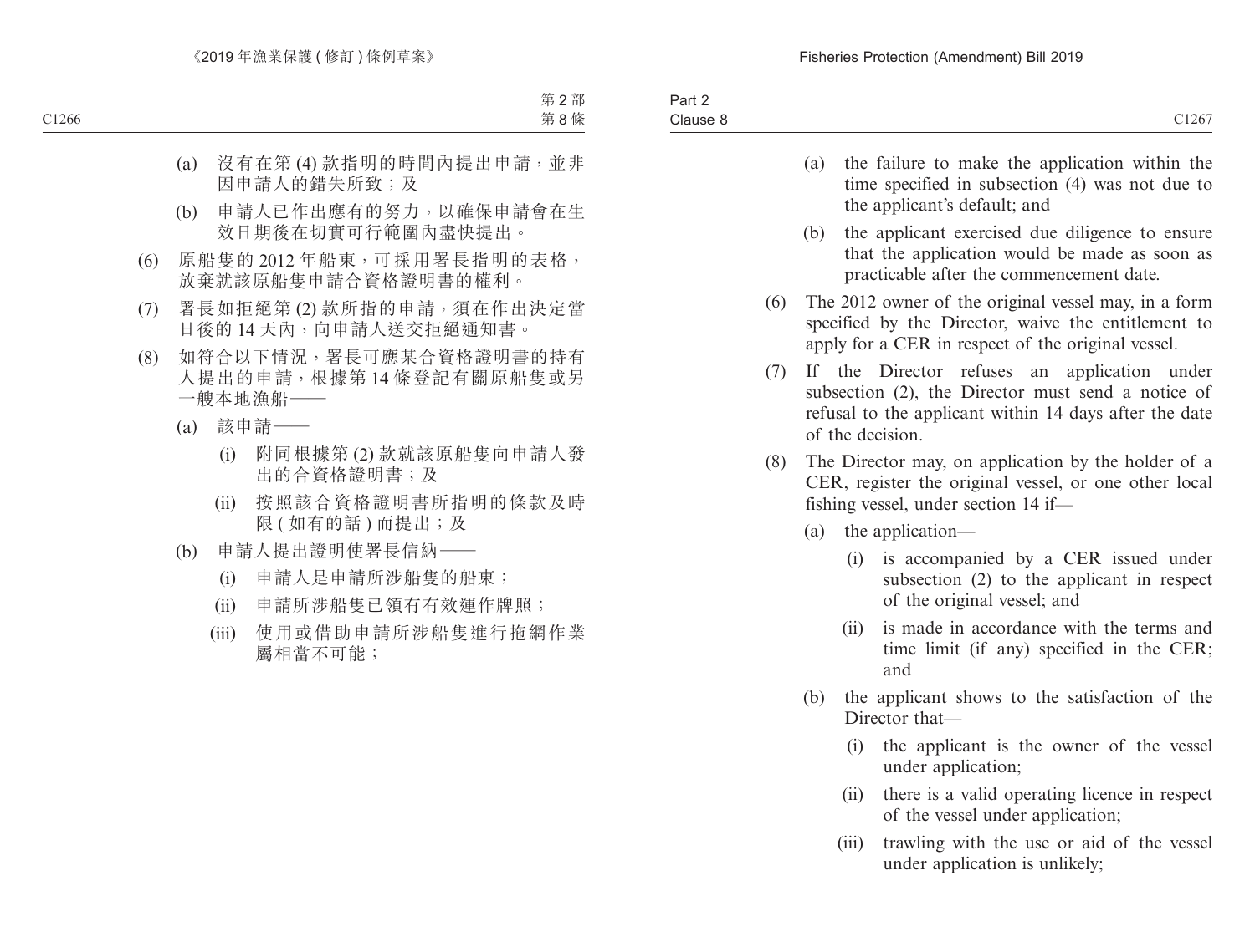(a) 沒有在第 (4) 款指明的時間內提出申請，並非因申請人的錯失所致；及

(b) 申請人已作出應有的努力，以確保申請會在生效日期後在切實可行範圍內盡快提出。

(6) 原船隻的 2012 年船東，可採用署長指明的表格，放棄就該原船隻申請合資格證明書的權利。

(7) 署長如拒絕第 (2) 款所指的申請，須在作出決定當日後的 14 天內，向申請人送交拒絕通知書。

(8) 如符合以下情況，署長可應某合資格證明書的持有人提出的申請，根據第 14 條登記有關原船隻或另一艘本地漁船——

(a) 該申請——

(i) 附同根據第 (2) 款就該原船隻向申請人發出的合資格證明書；及

(ii) 按照該合資格證明書所指明的條款及時限 (如有的話) 而提出；及

(b) 申請人提出證明使署長信納——

(i) 申請人是申請所涉船隻的船東；

(ii) 申請所涉船隻已領有有效運作牌照；

(iii) 使用或借助申請所涉船隻進行拖網作業屬相當不可能；

(a) the failure to make the application within the time specified in subsection (4) was not due to the applicant's default; and

(b) the applicant exercised due diligence to ensure that the application would be made as soon as practicable after the commencement date.

(6) The 2012 owner of the original vessel may, in a form specified by the Director, waive the entitlement to apply for a CER in respect of the original vessel.

(7) If the Director refuses an application under subsection (2), the Director must send a notice of refusal to the applicant within 14 days after the date of the decision.

(8) The Director may, on application by the holder of a CER, register the original vessel, or one other local fishing vessel, under section 14 if—

(a) the application—

(i) is accompanied by a CER issued under subsection (2) to the applicant in respect of the original vessel; and

(ii) is made in accordance with the terms and time limit (if any) specified in the CER; and

(b) the applicant shows to the satisfaction of the Director that—

(i) the applicant is the owner of the vessel under application;

(ii) there is a valid operating licence in respect of the vessel under application;

(iii) trawling with the use or aid of the vessel under application is unlikely;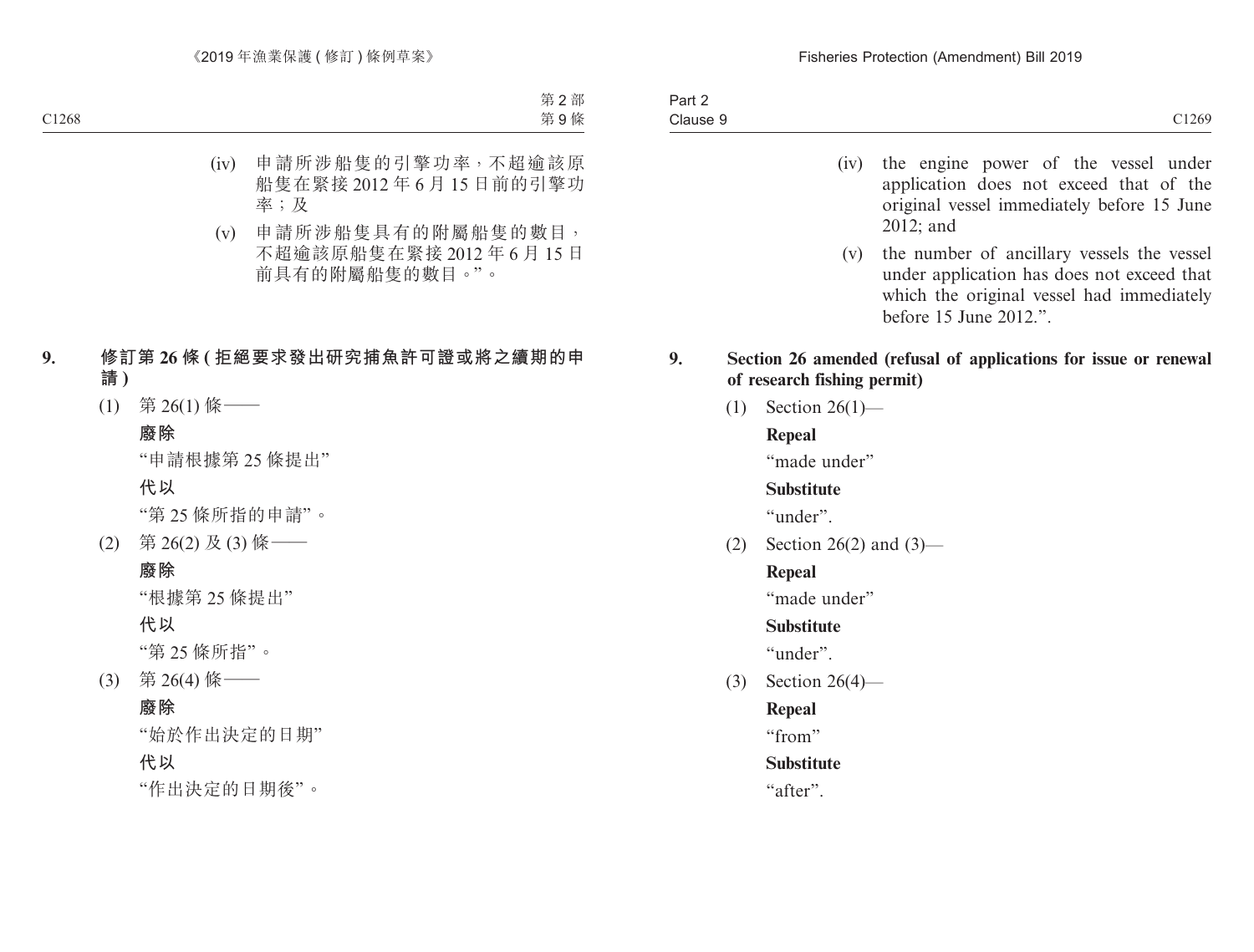(iv) 申請所涉船隻的引擎功率，不超逾該原船隻在緊接 2012 年 6 月 15 日前的引擎功率；及

(v) 申請所涉船隻具有的附屬船隻的數目，不超逾該原船隻在緊接 2012 年 6 月 15 日前具有的附屬船隻的數目。”。

**9. 修訂第 26 條 (拒絕要求發出研究捕魚許可證或將之續期的申請)**

(1) 第 26(1) 條——

**廢除**

“申請根據第 25 條提出”

**代以**

“第 25 條所指的申請”。

(2) 第 26(2) 及 (3) 條——

**廢除**

“根據第 25 條提出”

**代以**

“第 25 條所指”。

(3) 第 26(4) 條——

**廢除**

“始於作出決定的日期”

**代以**

“作出決定的日期後”。

(iv) the engine power of the vessel under application does not exceed that of the original vessel immediately before 15 June 2012; and

(v) the number of ancillary vessels the vessel under application has does not exceed that which the original vessel had immediately before 15 June 2012.”.

**9. Section 26 amended (refusal of applications for issue or renewal of research fishing permit)**

(1) Section 26(1)—

**Repeal**

“made under”

**Substitute**

“under”.

(2) Section 26(2) and (3)—

**Repeal**

“made under”

**Substitute**

“under”.

(3) Section 26(4)—

**Repeal**

“from”

**Substitute**

“after”.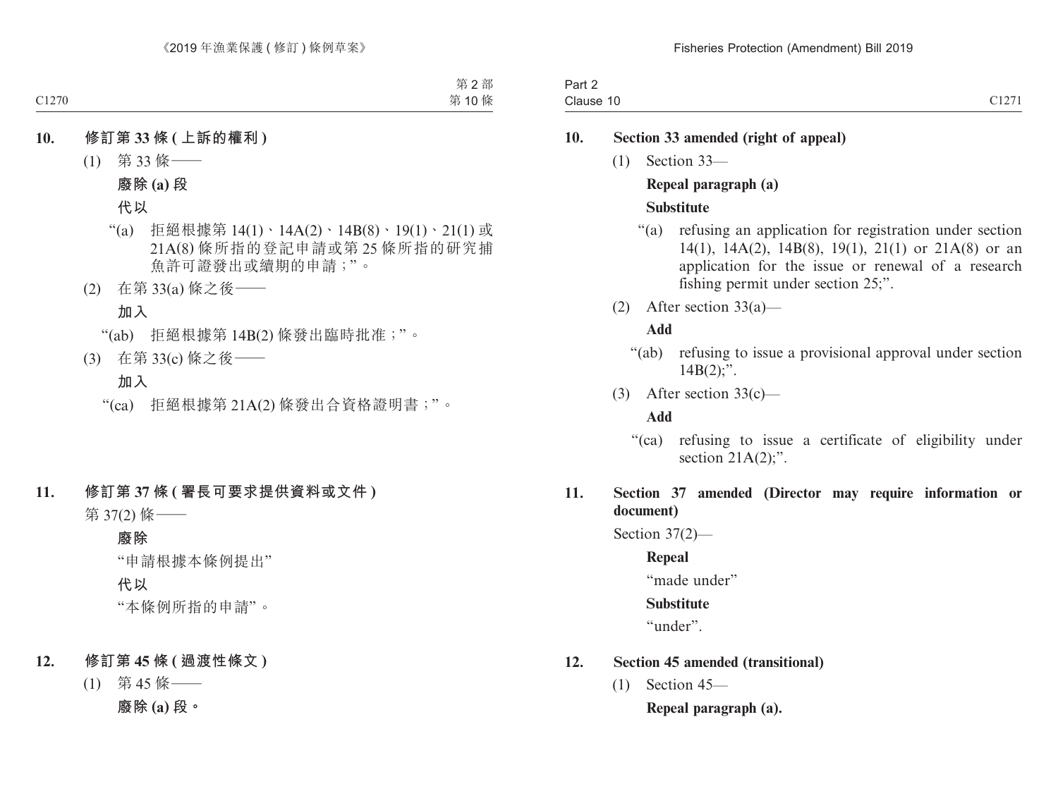**10. 修訂第 33 條 (上訴的權利)**

(1) 第 33 條——

**廢除 (a) 段**

**代以**

“(a) 拒絕根據第 14(1)、14A(2)、14B(8)、19(1)、21(1) 或 21A(8) 條所指的登記申請或第 25 條所指的研究捕魚許可證發出或續期的申請;”。

(2) 在第 33(a) 條之後——

**加入**

“(ab) 拒絕根據第 14B(2) 條發出臨時批准;”。

(3) 在第 33(c) 條之後——

**加入**

“(ca) 拒絕根據第 21A(2) 條發出合資格證明書;”。

**11. 修訂第 37 條 (署長可要求提供資料或文件)**

第 37(2) 條——

**廢除**

“申請根據本條例提出”

**代以**

“本條例所指的申請”。

**12. 修訂第 45 條 (過渡性條文)**

(1) 第 45 條——

**廢除 (a) 段。**

**10. Section 33 amended (right of appeal)**

(1) Section 33—

**Repeal paragraph (a)**

**Substitute**

“(a) refusing an application for registration under section 14(1), 14A(2), 14B(8), 19(1), 21(1) or 21A(8) or an application for the issue or renewal of a research fishing permit under section 25;”.

(2) After section 33(a)—

**Add**

“(ab) refusing to issue a provisional approval under section 14B(2);”.

(3) After section 33(c)—

**Add**

“(ca) refusing to issue a certificate of eligibility under section 21A(2);”.

**11. Section 37 amended (Director may require information or document)**

Section 37(2)—

**Repeal**

“made under”

**Substitute**

“under”.

**12. Section 45 amended (transitional)**

(1) Section 45—

**Repeal paragraph (a).**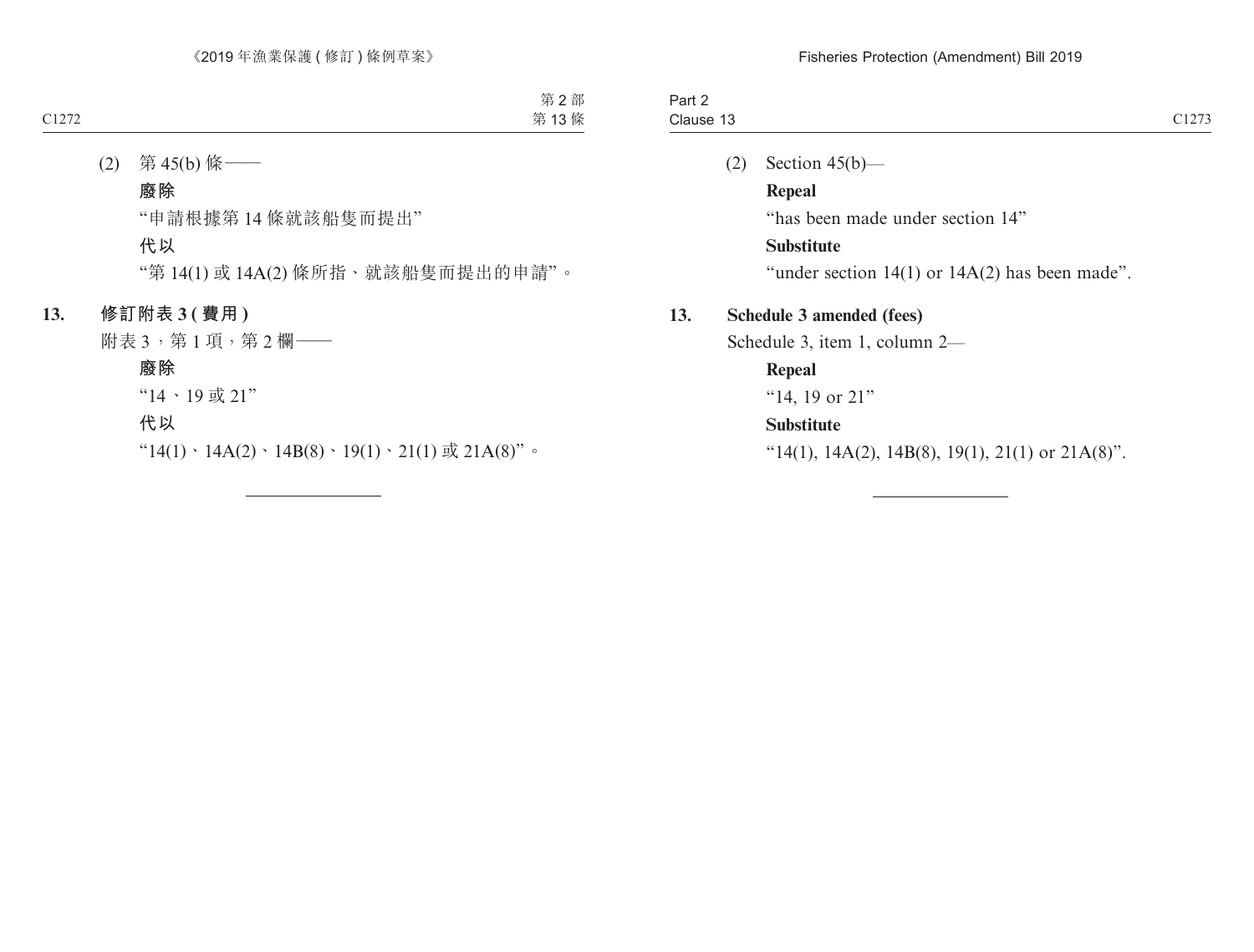(2) 第 45(b) 條——

**廢除**

“申請根據第 14 條就該船隻而提出”

**代以**

“第 14(1) 或 14A(2) 條所指、就該船隻而提出的申請”。

**13. 修訂附表 3 ( 費用 )**

附表 3，第 1 項，第 2 欄——

**廢除**

“14、19 或 21”

**代以**

“14(1)、14A(2)、14B(8)、19(1)、21(1) 或 21A(8)”。

---

(2) Section 45(b)—

**Repeal**

“has been made under section 14”

**Substitute**

“under section 14(1) or 14A(2) has been made”.

**13. Schedule 3 amended (fees)**

Schedule 3, item 1, column 2—

**Repeal**

“14, 19 or 21”

**Substitute**

“14(1), 14A(2), 14B(8), 19(1), 21(1) or 21A(8)”.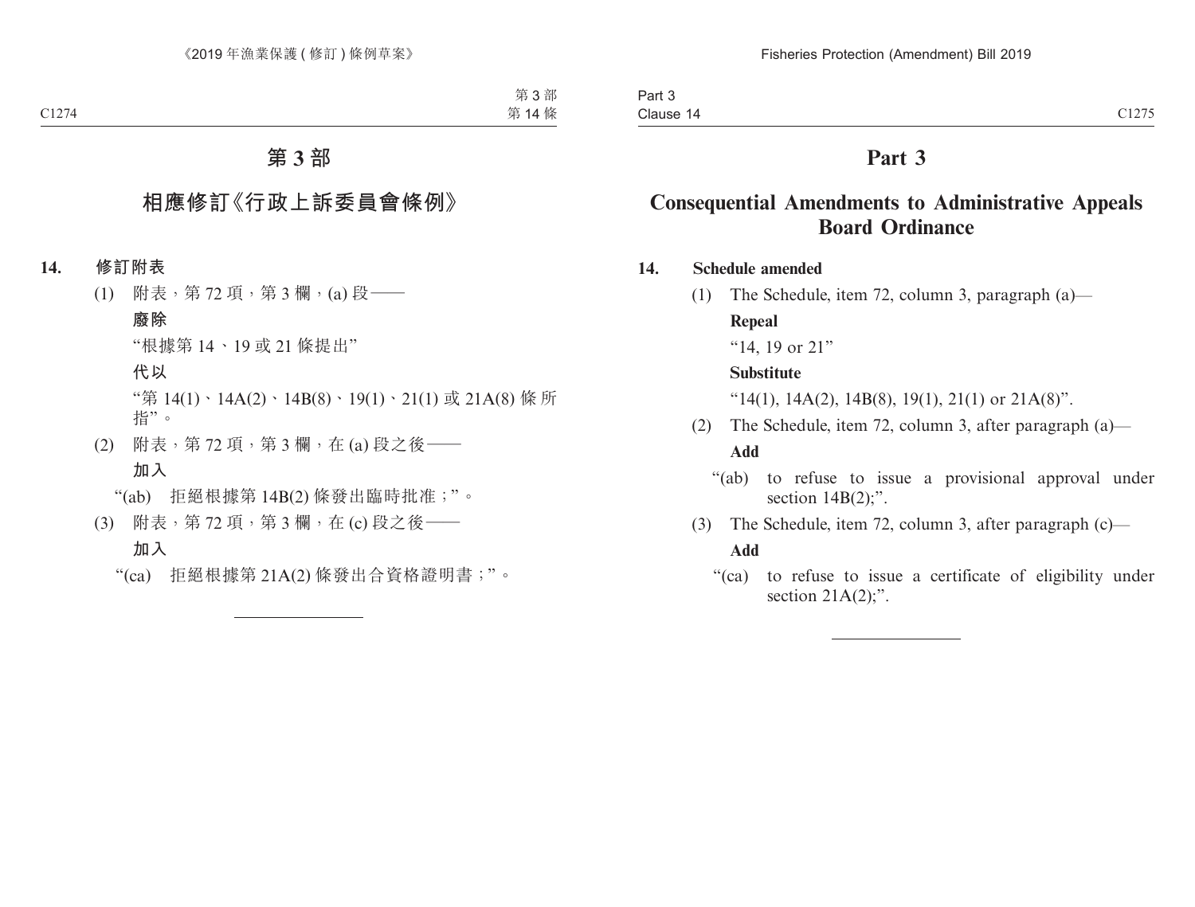# 第 3 部

## 相應修訂《行政上訴委員會條例》

**14. 修訂附表**

(1) 附表，第 72 項，第 3 欄，(a) 段——

**廢除**

"根據第 14、19 或 21 條提出"

**代以**

"第 14(1)、14A(2)、14B(8)、19(1)、21(1) 或 21A(8) 條所指"。

(2) 附表，第 72 項，第 3 欄，在 (a) 段之後——

**加入**

"(ab) 拒絕根據第 14B(2) 條發出臨時批准；"。

(3) 附表，第 72 項，第 3 欄，在 (c) 段之後——

**加入**

"(ca) 拒絕根據第 21A(2) 條發出合資格證明書；"。

---

# Part 3

## Consequential Amendments to Administrative Appeals Board Ordinance

**14. Schedule amended**

(1) The Schedule, item 72, column 3, paragraph (a)—

**Repeal**

"14, 19 or 21"

**Substitute**

"14(1), 14A(2), 14B(8), 19(1), 21(1) or 21A(8)".

(2) The Schedule, item 72, column 3, after paragraph (a)—

**Add**

"(ab) to refuse to issue a provisional approval under section 14B(2);".

(3) The Schedule, item 72, column 3, after paragraph (c)—

**Add**

"(ca) to refuse to issue a certificate of eligibility under section 21A(2);".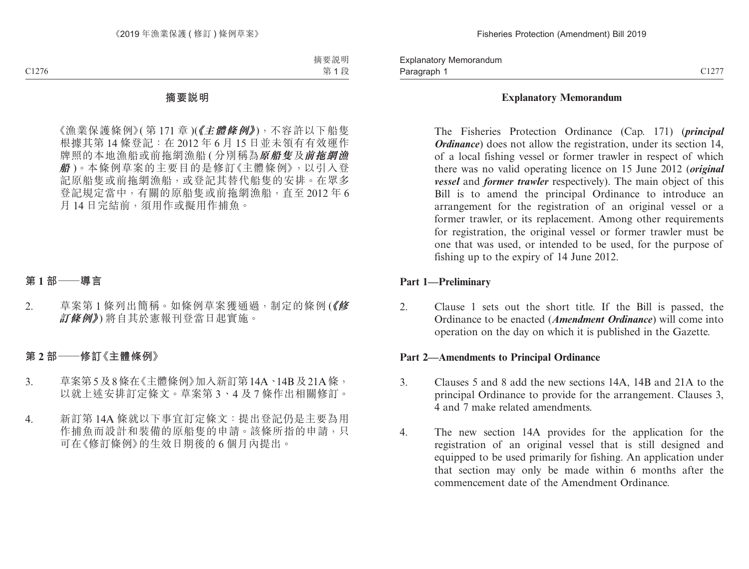## 摘要說明

《漁業保護條例》(第 171 章)(***《主體條例》***)，不容許以下船隻根據其第 14 條登記：在 2012 年 6 月 15 日並未領有有效運作牌照的本地漁船或前拖網漁船 (分別稱為***原船隻***及***前拖網漁船***)。本條例草案的主要目的是修訂《主體條例》，以引入登記原船隻或前拖網漁船，或登記其替代船隻的安排。在眾多登記規定當中，有關的原船隻或前拖網漁船，直至 2012 年 6 月 14 日完結前，須用作或擬用作捕魚。

### 第 1 部——導言

2. 草案第 1 條列出簡稱。如條例草案獲通過，制定的條例 (***《修訂條例》***) 將自其於憲報刊登當日起實施。

### 第 2 部——修訂《主體條例》

3. 草案第 5 及 8 條在《主體條例》加入新訂第 14A、14B 及 21A 條，以就上述安排訂定條文。草案第 3、4 及 7 條作出相關修訂。

4. 新訂第 14A 條就以下事宜訂定條文：提出登記仍是主要為用作捕魚而設計和裝備的原船隻的申請。該條所指的申請，只可在《修訂條例》的生效日期後的 6 個月內提出。

## Explanatory Memorandum

The Fisheries Protection Ordinance (Cap. 171) (***principal Ordinance***) does not allow the registration, under its section 14, of a local fishing vessel or former trawler in respect of which there was no valid operating licence on 15 June 2012 (***original vessel*** and ***former trawler*** respectively). The main object of this Bill is to amend the principal Ordinance to introduce an arrangement for the registration of an original vessel or a former trawler, or its replacement. Among other requirements for registration, the original vessel or former trawler must be one that was used, or intended to be used, for the purpose of fishing up to the expiry of 14 June 2012.

### Part 1—Preliminary

2. Clause 1 sets out the short title. If the Bill is passed, the Ordinance to be enacted (***Amendment Ordinance***) will come into operation on the day on which it is published in the Gazette.

### Part 2—Amendments to Principal Ordinance

3. Clauses 5 and 8 add the new sections 14A, 14B and 21A to the principal Ordinance to provide for the arrangement. Clauses 3, 4 and 7 make related amendments.

4. The new section 14A provides for the application for the registration of an original vessel that is still designed and equipped to be used primarily for fishing. An application under that section may only be made within 6 months after the commencement date of the Amendment Ordinance.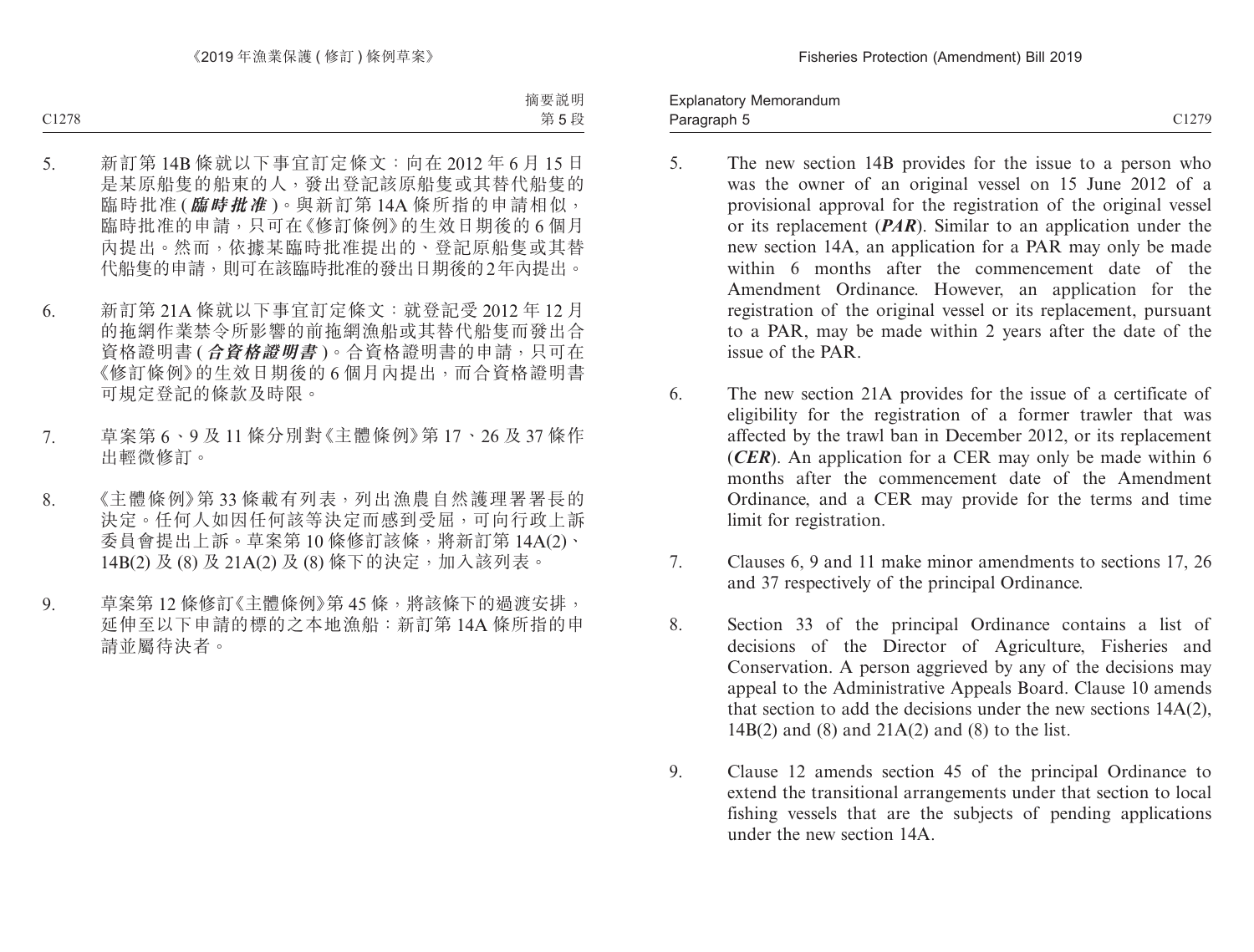5. 新訂第 14B 條就以下事宜訂定條文：向在 2012 年 6 月 15 日是某原船隻的船東的人，發出登記該原船隻或其替代船隻的臨時批准 (***臨時批准***)。與新訂第 14A 條所指的申請相似，臨時批准的申請，只可在《修訂條例》的生效日期後的 6 個月內提出。然而，依據某臨時批准提出的、登記原船隻或其替代船隻的申請，則可在該臨時批准的發出日期後的 2 年內提出。

6. 新訂第 21A 條就以下事宜訂定條文：就登記受 2012 年 12 月的拖網作業禁令所影響的前拖網漁船或其替代船隻而發出合資格證明書 (***合資格證明書***)。合資格證明書的申請，只可在《修訂條例》的生效日期後的 6 個月內提出，而合資格證明書可規定登記的條款及時限。

7. 草案第 6、9 及 11 條分別對《主體條例》第 17、26 及 37 條作出輕微修訂。

8. 《主體條例》第 33 條載有列表，列出漁農自然護理署署長的決定。任何人如因任何該等決定而感到受屈，可向行政上訴委員會提出上訴。草案第 10 條修訂該條，將新訂第 14A(2)、14B(2) 及 (8) 及 21A(2) 及 (8) 條下的決定，加入該列表。

9. 草案第 12 條修訂《主體條例》第 45 條，將該條下的過渡安排，延伸至以下申請的標的之本地漁船：新訂第 14A 條所指的申請並屬待決者。

5. The new section 14B provides for the issue to a person who was the owner of an original vessel on 15 June 2012 of a provisional approval for the registration of the original vessel or its replacement (***PAR***). Similar to an application under the new section 14A, an application for a PAR may only be made within 6 months after the commencement date of the Amendment Ordinance. However, an application for the registration of the original vessel or its replacement, pursuant to a PAR, may be made within 2 years after the date of the issue of the PAR.

6. The new section 21A provides for the issue of a certificate of eligibility for the registration of a former trawler that was affected by the trawl ban in December 2012, or its replacement (***CER***). An application for a CER may only be made within 6 months after the commencement date of the Amendment Ordinance, and a CER may provide for the terms and time limit for registration.

7. Clauses 6, 9 and 11 make minor amendments to sections 17, 26 and 37 respectively of the principal Ordinance.

8. Section 33 of the principal Ordinance contains a list of decisions of the Director of Agriculture, Fisheries and Conservation. A person aggrieved by any of the decisions may appeal to the Administrative Appeals Board. Clause 10 amends that section to add the decisions under the new sections 14A(2), 14B(2) and (8) and 21A(2) and (8) to the list.

9. Clause 12 amends section 45 of the principal Ordinance to extend the transitional arrangements under that section to local fishing vessels that are the subjects of pending applications under the new section 14A.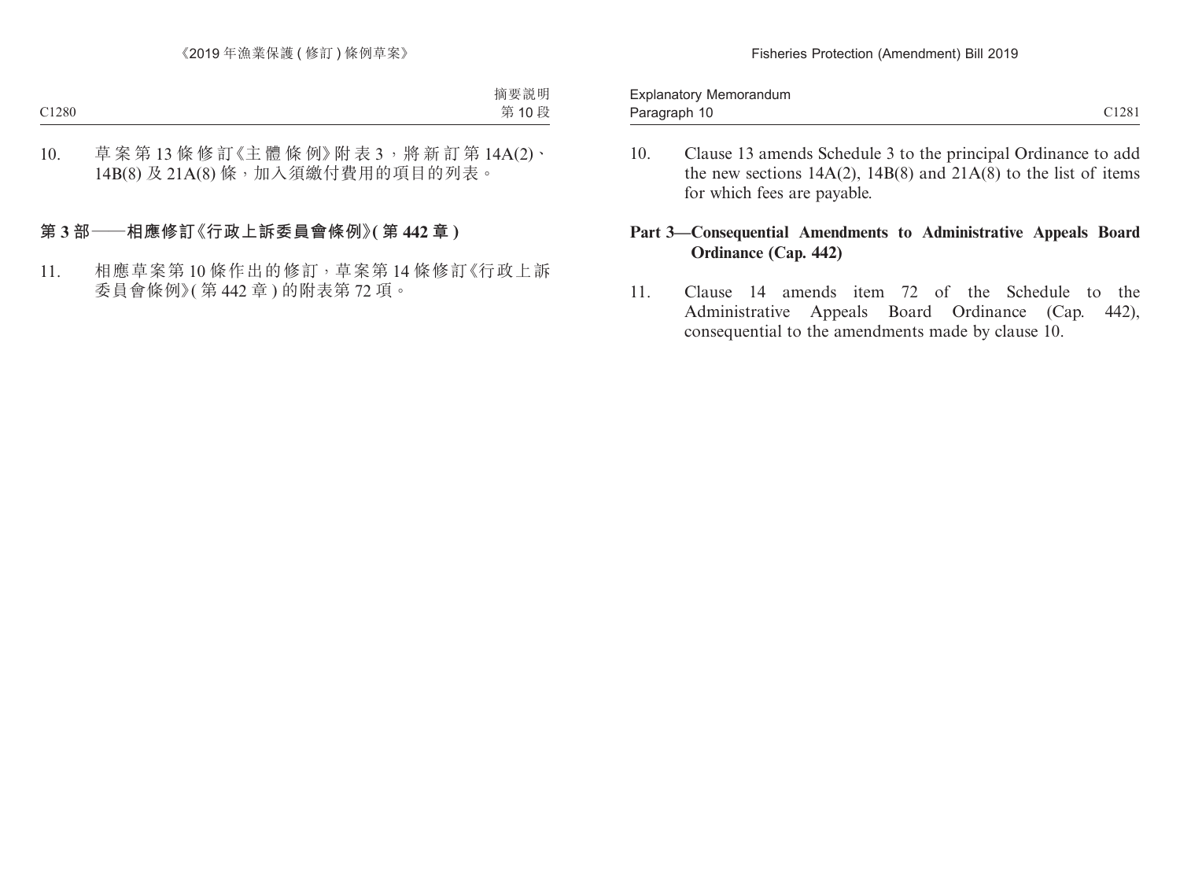10. 草案第 13 條修訂《主體條例》附表 3，將新訂第 14A(2)、14B(8) 及 21A(8) 條，加入須繳付費用的項目的列表。

## 第 3 部——相應修訂《行政上訴委員會條例》(第 442 章)

11. 相應草案第 10 條作出的修訂，草案第 14 條修訂《行政上訴委員會條例》(第 442 章) 的附表第 72 項。

10. Clause 13 amends Schedule 3 to the principal Ordinance to add the new sections 14A(2), 14B(8) and 21A(8) to the list of items for which fees are payable.

## Part 3—Consequential Amendments to Administrative Appeals Board Ordinance (Cap. 442)

11. Clause 14 amends item 72 of the Schedule to the Administrative Appeals Board Ordinance (Cap. 442), consequential to the amendments made by clause 10.